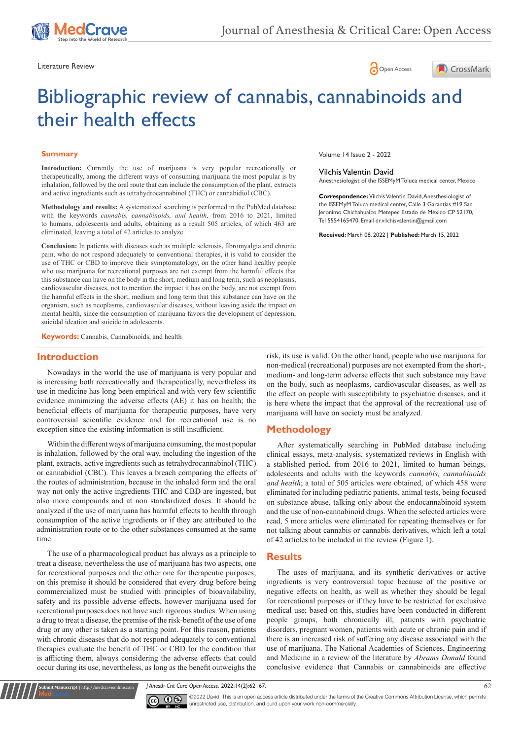Literature Review

# Bibliographic review of cannabis, cannabinoids and their health effects

Volume 14 Issue 2 - 2022

**Vilchis Valentin David**

Anesthesiologist of the ISSEMyM Toluca medical center, Mexico

**Correspondence:** Vilchis Valentin David, Anesthesiologist of the ISSEMyM Toluca medical center, Calle 3 Garantias #19 San Jeronimo Chichahualco Metepec Estado de México CP 52170, Tel 5554165470, Email dr.vilchisvalentin@gmail.com

**Received:** March 08, 2022 | **Published:** March 15, 2022

## Summary

**Introduction:** Currently the use of marijuana is very popular recreationally or therapeutically, among the different ways of consuming marijuana the most popular is by inhalation, followed by the oral route that can include the consumption of the plant, extracts and active ingredients such as tetrahydrocannabinol (THC) or cannabidiol (CBC).

**Methodology and results:** A systematized searching is performed in the PubMed database with the keywords *cannabis, cannabinoids, and health,* from 2016 to 2021, limited to humans, adolescents and adults, obtaining as a result 505 articles, of which 463 are eliminated, leaving a total of 42 articles to analyze.

**Conclusion:** In patients with diseases such as multiple sclerosis, fibromyalgia and chronic pain, who do not respond adequately to conventional therapies, it is valid to consider the use of THC or CBD to improve their symptomatology, on the other hand healthy people who use marijuana for recreational purposes are not exempt from the harmful effects that this substance can have on the body in the short, medium and long term, such as neoplasms, cardiovascular diseases, not to mention the impact it has on the body, are not exempt from the harmful effects in the short, medium and long term that this substance can have on the organism, such as neoplasms, cardiovascular diseases, without leaving aside the impact on mental health, since the consumption of marijuana favors the development of depression, suicidal ideation and suicide in adolescents.

**Keywords:** Cannabis, Cannabinoids, and health

## Introduction

Nowadays in the world the use of marijuana is very popular and is increasing both recreationally and therapeutically, nevertheless its use in medicine has long been empirical and with very few scientific evidence minimizing the adverse effects (AE) it has on health; the beneficial effects of marijuana for therapeutic purposes, have very controversial scientific evidence and for recreational use is no exception since the existing information is still insufficient.

Within the different ways of marijuana consuming, the most popular is inhalation, followed by the oral way, including the ingestion of the plant, extracts, active ingredients such as tetrahydrocannabinol (THC) or cannabidiol (CBC). This leaves a breach comparing the effects of the routes of administration, because in the inhaled form and the oral way not only the active ingredients THC and CBD are ingested, but also more compounds and at non standardized doses. It should be analyzed if the use of marijuana has harmful effects to health through consumption of the active ingredients or if they are attributed to the administration route or to the other substances consumed at the same time.

The use of a pharmacological product has always as a principle to treat a disease, nevertheless the use of marijuana has two aspects, one for recreational purposes and the other one for therapeutic purposes; on this premise it should be considered that every drug before being commercialized must be studied with principles of bioavailability, safety and its possible adverse effects, however marijuana used for recreational purposes does not have such rigorous studies. When using a drug to treat a disease, the premise of the risk-benefit of the use of one drug or any other is taken as a starting point. For this reason, patients with chronic diseases that do not respond adequately to conventional therapies evaluate the benefit of THC or CBD for the condition that is afflicting them, always considering the adverse effects that could occur during its use, nevertheless, as long as the benefit outweighs the risk, its use is valid. On the other hand, people who use marijuana for non-medical (recreational) purposes are not exempted from the short-, medium- and long-term adverse effects that such substance may have on the body, such as neoplasms, cardiovascular diseases, as well as the effect on people with susceptibility to psychiatric diseases, and it is here where the impact that the approval of the recreational use of marijuana will have on society must be analyzed.

## Methodology

After systematically searching in PubMed database including clinical essays, meta-analysis, systematized reviews in English with a stablished period, from 2016 to 2021, limited to human beings, adolescents and adults with the keywords *cannabis, cannabinoids and health*; a total of 505 articles were obtained, of which 458 were eliminated for including pediatric patients, animal tests, being focused on substance abuse, talking only about the endocannabinoid system and the use of non-cannabinoid drugs. When the selected articles were read, 5 more articles were eliminated for repeating themselves or for not talking about cannabis or cannabis derivatives, which left a total of 42 articles to be included in the review (Figure 1).

## Results

The uses of marijuana, and its synthetic derivatives or active ingredients is very controversial topic because of the positive or negative effects on health, as well as whether they should be legal for recreational purposes or if they have to be restricted for exclusive medical use; based on this, studies have been conducted in different people groups, both chronically ill, patients with psychiatric disorders, pregnant women, patients with acute or chronic pain and if there is an increased risk of suffering any disease associated with the use of marijuana. The National Academies of Sciences, Engineering and Medicine in a review of the literature by *Abrams Donald* found conclusive evidence that Cannabis or cannabinoids are effective

©2022 David. This is an open access article distributed under the terms of the Creative Commons Attribution License, which permits unrestricted use, distribution, and build upon your work non-commercially.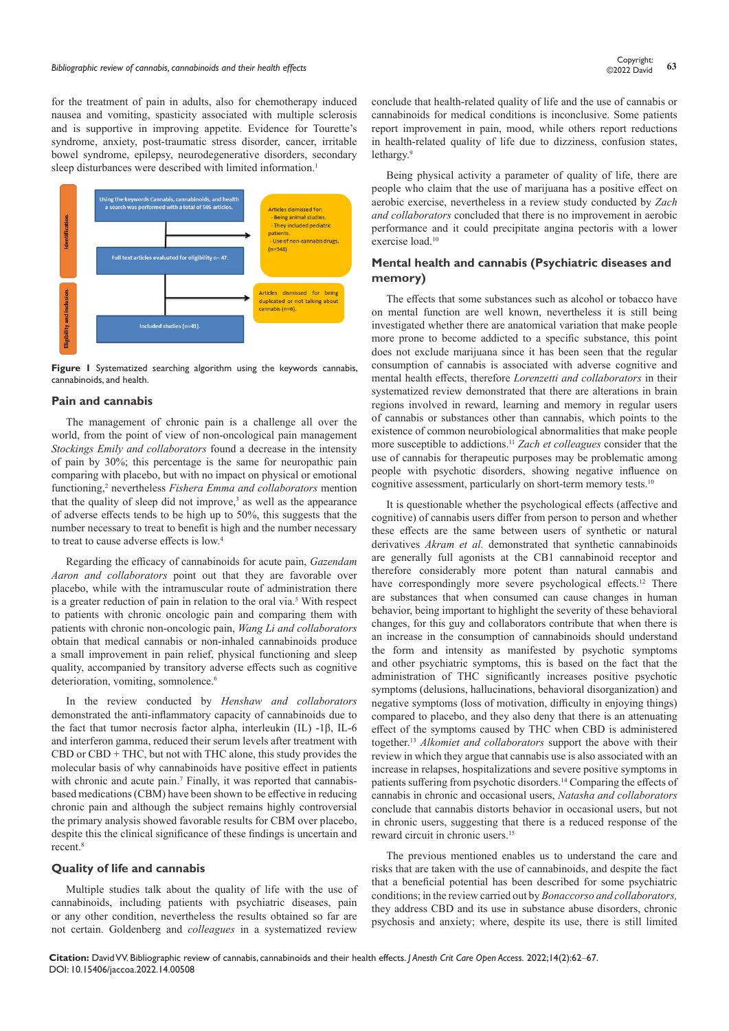for the treatment of pain in adults, also for chemotherapy induced nausea and vomiting, spasticity associated with multiple sclerosis and is supportive in improving appetite. Evidence for Tourette's syndrome, anxiety, post-traumatic stress disorder, cancer, irritable bowel syndrome, epilepsy, neurodegenerative disorders, secondary sleep disturbances were described with limited information.[1]

Identification.

Using the keywords Cannabis, cannabinoids, and health a search was performed with a total of 505 articles.

Articles dismissed for:
- Being animal studies.
- They included pediatric patients.
- Use of non-cannabis drugs.
(n=548)

Full text articles evaluated for eligibility n= 47.

Eligibility and inclusion.

Articles dismissed for being duplicated or not talking about cannabis (n=6).

Included studies (n=41).

**Figure 1** Systematized searching algorithm using the keywords cannabis, cannabinoids, and health.

## Pain and cannabis

The management of chronic pain is a challenge all over the world, from the point of view of non-oncological pain management *Stockings Emily and collaborators* found a decrease in the intensity of pain by 30%; this percentage is the same for neuropathic pain comparing with placebo, but with no impact on physical or emotional functioning,[2] nevertheless *Fishera Emma and collaborators* mention that the quality of sleep did not improve,[3] as well as the appearance of adverse effects tends to be high up to 50%, this suggests that the number necessary to treat to benefit is high and the number necessary to treat to cause adverse effects is low.[4]

Regarding the efficacy of cannabinoids for acute pain, *Gazendam Aaron and collaborators* point out that they are favorable over placebo, while with the intramuscular route of administration there is a greater reduction of pain in relation to the oral via.[5] With respect to patients with chronic oncologic pain and comparing them with patients with chronic non-oncologic pain, *Wang Li and collaborators* obtain that medical cannabis or non-inhaled cannabinoids produce a small improvement in pain relief, physical functioning and sleep quality, accompanied by transitory adverse effects such as cognitive deterioration, vomiting, somnolence.[6]

In the review conducted by *Henshaw and collaborators* demonstrated the anti-inflammatory capacity of cannabinoids due to the fact that tumor necrosis factor alpha, interleukin (IL) -1β, IL-6 and interferon gamma, reduced their serum levels after treatment with CBD or CBD + THC, but not with THC alone, this study provides the molecular basis of why cannabinoids have positive effect in patients with chronic and acute pain.[7] Finally, it was reported that cannabis-based medications (CBM) have been shown to be effective in reducing chronic pain and although the subject remains highly controversial the primary analysis showed favorable results for CBM over placebo, despite this the clinical significance of these findings is uncertain and recent.[8]

## Quality of life and cannabis

Multiple studies talk about the quality of life with the use of cannabinoids, including patients with psychiatric diseases, pain or any other condition, nevertheless the results obtained so far are not certain. Goldenberg and *colleagues* in a systematized review conclude that health-related quality of life and the use of cannabis or cannabinoids for medical conditions is inconclusive. Some patients report improvement in pain, mood, while others report reductions in health-related quality of life due to dizziness, confusion states, lethargy.[9]

Being physical activity a parameter of quality of life, there are people who claim that the use of marijuana has a positive effect on aerobic exercise, nevertheless in a review study conducted by *Zach and collaborators* concluded that there is no improvement in aerobic performance and it could precipitate angina pectoris with a lower exercise load.[10]

## Mental health and cannabis (Psychiatric diseases and memory)

The effects that some substances such as alcohol or tobacco have on mental function are well known, nevertheless it is still being investigated whether there are anatomical variation that make people more prone to become addicted to a specific substance, this point does not exclude marijuana since it has been seen that the regular consumption of cannabis is associated with adverse cognitive and mental health effects, therefore *Lorenzetti and collaborators* in their systematized review demonstrated that there are alterations in brain regions involved in reward, learning and memory in regular users of cannabis or substances other than cannabis, which points to the existence of common neurobiological abnormalities that make people more susceptible to addictions.[11] *Zach et colleagues* consider that the use of cannabis for therapeutic purposes may be problematic among people with psychotic disorders, showing negative influence on cognitive assessment, particularly on short-term memory tests.[10]

It is questionable whether the psychological effects (affective and cognitive) of cannabis users differ from person to person and whether these effects are the same between users of synthetic or natural derivatives *Akram et al.* demonstrated that synthetic cannabinoids are generally full agonists at the CB1 cannabinoid receptor and therefore considerably more potent than natural cannabis and have correspondingly more severe psychological effects.[12] There are substances that when consumed can cause changes in human behavior, being important to highlight the severity of these behavioral changes, for this guy and collaborators contribute that when there is an increase in the consumption of cannabinoids should understand the form and intensity as manifested by psychotic symptoms and other psychiatric symptoms, this is based on the fact that the administration of THC significantly increases positive psychotic symptoms (delusions, hallucinations, behavioral disorganization) and negative symptoms (loss of motivation, difficulty in enjoying things) compared to placebo, and they also deny that there is an attenuating effect of the symptoms caused by THC when CBD is administered together.[13] *Alkomiet and collaborators* support the above with their review in which they argue that cannabis use is also associated with an increase in relapses, hospitalizations and severe positive symptoms in patients suffering from psychotic disorders.[14] Comparing the effects of cannabis in chronic and occasional users, *Natasha and collaborators* conclude that cannabis distorts behavior in occasional users, but not in chronic users, suggesting that there is a reduced response of the reward circuit in chronic users.[15]

The previous mentioned enables us to understand the care and risks that are taken with the use of cannabinoids, and despite the fact that a beneficial potential has been described for some psychiatric conditions; in the review carried out by *Bonaccorso and collaborators,* they address CBD and its use in substance abuse disorders, chronic psychosis and anxiety; where, despite its use, there is still limited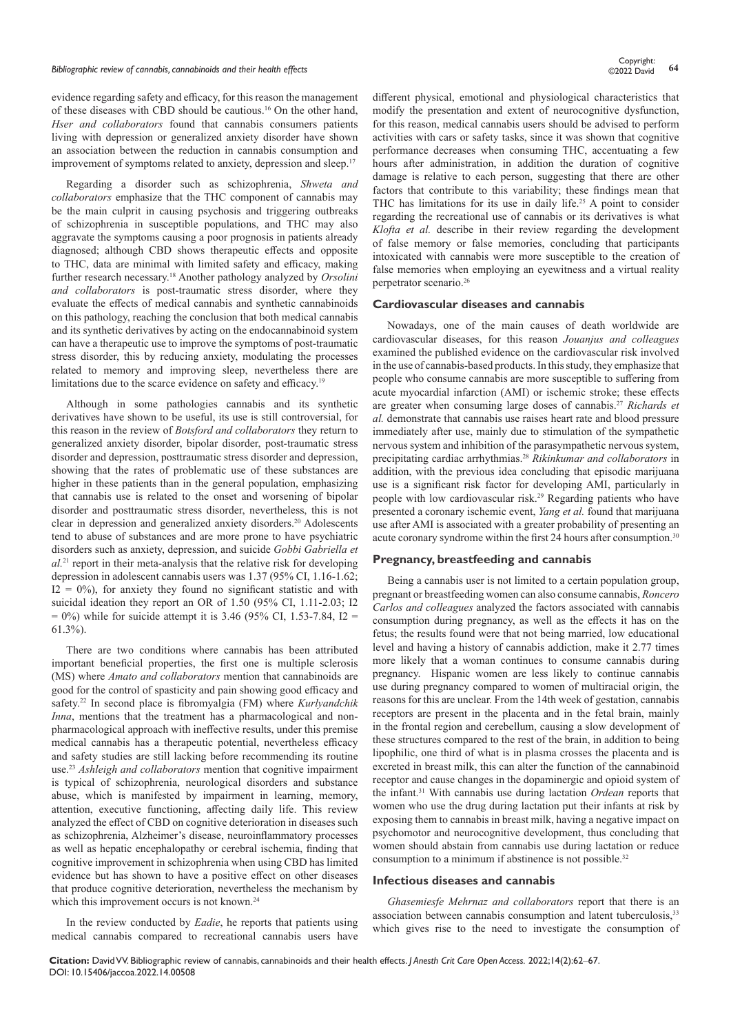evidence regarding safety and efficacy, for this reason the management of these diseases with CBD should be cautious.[16] On the other hand, *Hser and collaborators* found that cannabis consumers patients living with depression or generalized anxiety disorder have shown an association between the reduction in cannabis consumption and improvement of symptoms related to anxiety, depression and sleep.[17]

Regarding a disorder such as schizophrenia, *Shweta and collaborators* emphasize that the THC component of cannabis may be the main culprit in causing psychosis and triggering outbreaks of schizophrenia in susceptible populations, and THC may also aggravate the symptoms causing a poor prognosis in patients already diagnosed; although CBD shows therapeutic effects and opposite to THC, data are minimal with limited safety and efficacy, making further research necessary.[18] Another pathology analyzed by *Orsolini and collaborators* is post-traumatic stress disorder, where they evaluate the effects of medical cannabis and synthetic cannabinoids on this pathology, reaching the conclusion that both medical cannabis and its synthetic derivatives by acting on the endocannabinoid system can have a therapeutic use to improve the symptoms of post-traumatic stress disorder, this by reducing anxiety, modulating the processes related to memory and improving sleep, nevertheless there are limitations due to the scarce evidence on safety and efficacy.[19]

Although in some pathologies cannabis and its synthetic derivatives have shown to be useful, its use is still controversial, for this reason in the review of *Botsford and collaborators* they return to generalized anxiety disorder, bipolar disorder, post-traumatic stress disorder and depression, posttraumatic stress disorder and depression, showing that the rates of problematic use of these substances are higher in these patients than in the general population, emphasizing that cannabis use is related to the onset and worsening of bipolar disorder and posttraumatic stress disorder, nevertheless, this is not clear in depression and generalized anxiety disorders.[20] Adolescents tend to abuse of substances and are more prone to have psychiatric disorders such as anxiety, depression, and suicide *Gobbi Gabriella et al.*[21] report in their meta-analysis that the relative risk for developing depression in adolescent cannabis users was 1.37 (95% CI, 1.16-1.62; $I2 = 0\%$), for anxiety they found no significant statistic and with suicidal ideation they report an OR of 1.50 (95% CI, 1.11-2.03; $I2 = 0\%$) while for suicide attempt it is 3.46 (95% CI, 1.53-7.84, $I2 = 61.3\%$).

There are two conditions where cannabis has been attributed important beneficial properties, the first one is multiple sclerosis (MS) where *Amato and collaborators* mention that cannabinoids are good for the control of spasticity and pain showing good efficacy and safety.[22] In second place is fibromyalgia (FM) where *Kurlyandchik Inna*, mentions that the treatment has a pharmacological and non-pharmacological approach with ineffective results, under this premise medical cannabis has a therapeutic potential, nevertheless efficacy and safety studies are still lacking before recommending its routine use.[23] *Ashleigh and collaborators* mention that cognitive impairment is typical of schizophrenia, neurological disorders and substance abuse, which is manifested by impairment in learning, memory, attention, executive functioning, affecting daily life. This review analyzed the effect of CBD on cognitive deterioration in diseases such as schizophrenia, Alzheimer's disease, neuroinflammatory processes as well as hepatic encephalopathy or cerebral ischemia, finding that cognitive improvement in schizophrenia when using CBD has limited evidence but has shown to have a positive effect on other diseases that produce cognitive deterioration, nevertheless the mechanism by which this improvement occurs is not known.[24]

In the review conducted by *Eadie*, he reports that patients using medical cannabis compared to recreational cannabis users have different physical, emotional and physiological characteristics that modify the presentation and extent of neurocognitive dysfunction, for this reason, medical cannabis users should be advised to perform activities with cars or safety tasks, since it was shown that cognitive performance decreases when consuming THC, accentuating a few hours after administration, in addition the duration of cognitive damage is relative to each person, suggesting that there are other factors that contribute to this variability; these findings mean that THC has limitations for its use in daily life.[25] A point to consider regarding the recreational use of cannabis or its derivatives is what *Klofta et al.* describe in their review regarding the development of false memory or false memories, concluding that participants intoxicated with cannabis were more susceptible to the creation of false memories when employing an eyewitness and a virtual reality perpetrator scenario.[26]

## Cardiovascular diseases and cannabis

Nowadays, one of the main causes of death worldwide are cardiovascular diseases, for this reason *Jouanjus and colleagues* examined the published evidence on the cardiovascular risk involved in the use of cannabis-based products. In this study, they emphasize that people who consume cannabis are more susceptible to suffering from acute myocardial infarction (AMI) or ischemic stroke; these effects are greater when consuming large doses of cannabis.[27] *Richards et al.* demonstrate that cannabis use raises heart rate and blood pressure immediately after use, mainly due to stimulation of the sympathetic nervous system and inhibition of the parasympathetic nervous system, precipitating cardiac arrhythmias.[28] *Rikinkumar and collaborators* in addition, with the previous idea concluding that episodic marijuana use is a significant risk factor for developing AMI, particularly in people with low cardiovascular risk.[29] Regarding patients who have presented a coronary ischemic event, *Yang et al.* found that marijuana use after AMI is associated with a greater probability of presenting an acute coronary syndrome within the first 24 hours after consumption.[30]

## Pregnancy, breastfeeding and cannabis

Being a cannabis user is not limited to a certain population group, pregnant or breastfeeding women can also consume cannabis, *Roncero Carlos and colleagues* analyzed the factors associated with cannabis consumption during pregnancy, as well as the effects it has on the fetus; the results found were that not being married, low educational level and having a history of cannabis addiction, make it 2.77 times more likely that a woman continues to consume cannabis during pregnancy. Hispanic women are less likely to continue cannabis use during pregnancy compared to women of multiracial origin, the reasons for this are unclear. From the 14th week of gestation, cannabis receptors are present in the placenta and in the fetal brain, mainly in the frontal region and cerebellum, causing a slow development of these structures compared to the rest of the brain, in addition to being lipophilic, one third of what is in plasma crosses the placenta and is excreted in breast milk, this can alter the function of the cannabinoid receptor and cause changes in the dopaminergic and opioid system of the infant.[31] With cannabis use during lactation *Ordean* reports that women who use the drug during lactation put their infants at risk by exposing them to cannabis in breast milk, having a negative impact on psychomotor and neurocognitive development, thus concluding that women should abstain from cannabis use during lactation or reduce consumption to a minimum if abstinence is not possible.[32]

## Infectious diseases and cannabis

*Ghasemiesfe Mehrnaz and collaborators* report that there is an association between cannabis consumption and latent tuberculosis,[33] which gives rise to the need to investigate the consumption of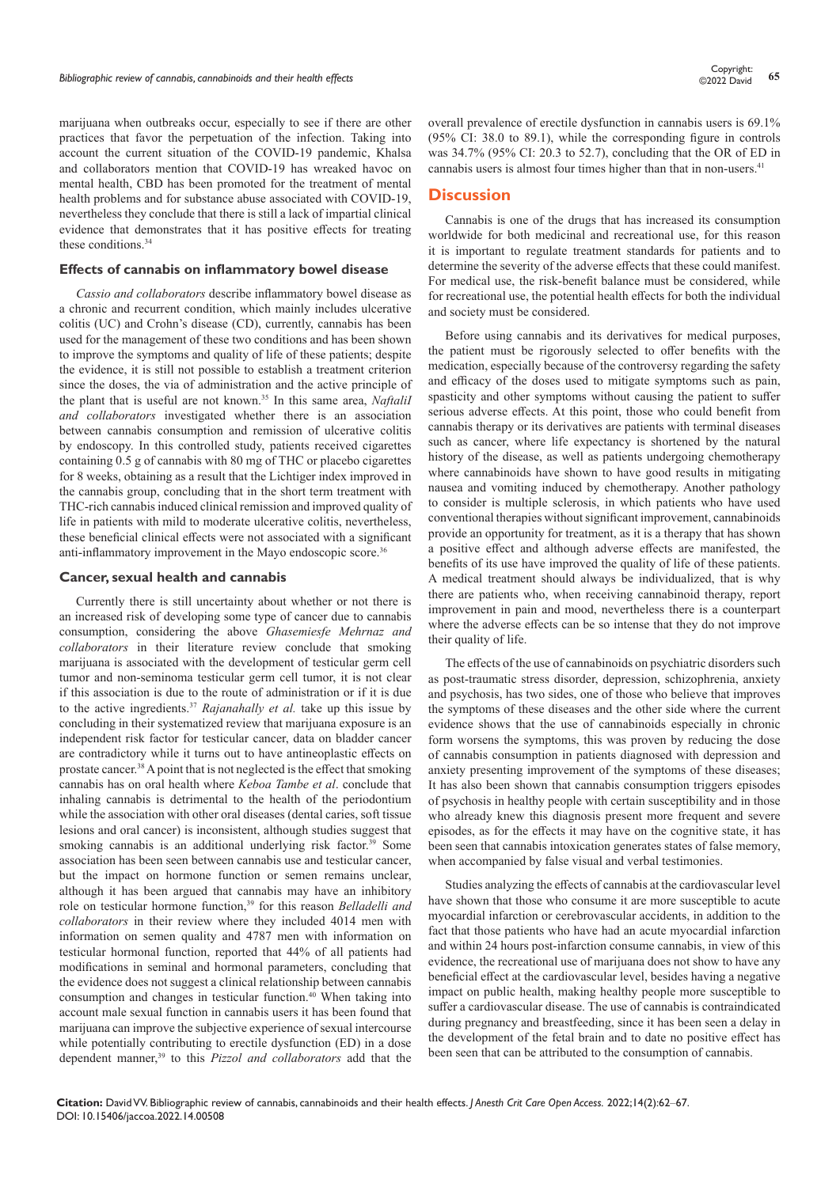marijuana when outbreaks occur, especially to see if there are other practices that favor the perpetuation of the infection. Taking into account the current situation of the COVID-19 pandemic, Khalsa and collaborators mention that COVID-19 has wreaked havoc on mental health, CBD has been promoted for the treatment of mental health problems and for substance abuse associated with COVID-19, nevertheless they conclude that there is still a lack of impartial clinical evidence that demonstrates that it has positive effects for treating these conditions.[34]

### Effects of cannabis on inflammatory bowel disease

*Cassio and collaborators* describe inflammatory bowel disease as a chronic and recurrent condition, which mainly includes ulcerative colitis (UC) and Crohn's disease (CD), currently, cannabis has been used for the management of these two conditions and has been shown to improve the symptoms and quality of life of these patients; despite the evidence, it is still not possible to establish a treatment criterion since the doses, the via of administration and the active principle of the plant that is useful are not known.[35] In this same area, *NaftaliI and collaborators* investigated whether there is an association between cannabis consumption and remission of ulcerative colitis by endoscopy. In this controlled study, patients received cigarettes containing 0.5 g of cannabis with 80 mg of THC or placebo cigarettes for 8 weeks, obtaining as a result that the Lichtiger index improved in the cannabis group, concluding that in the short term treatment with THC-rich cannabis induced clinical remission and improved quality of life in patients with mild to moderate ulcerative colitis, nevertheless, these beneficial clinical effects were not associated with a significant anti-inflammatory improvement in the Mayo endoscopic score.[36]

### Cancer, sexual health and cannabis

Currently there is still uncertainty about whether or not there is an increased risk of developing some type of cancer due to cannabis consumption, considering the above *Ghasemiesfe Mehrnaz and collaborators* in their literature review conclude that smoking marijuana is associated with the development of testicular germ cell tumor and non-seminoma testicular germ cell tumor, it is not clear if this association is due to the route of administration or if it is due to the active ingredients.[37] *Rajanahally et al.* take up this issue by concluding in their systematized review that marijuana exposure is an independent risk factor for testicular cancer, data on bladder cancer are contradictory while it turns out to have antineoplastic effects on prostate cancer.[38] A point that is not neglected is the effect that smoking cannabis has on oral health where *Keboa Tambe et al*. conclude that inhaling cannabis is detrimental to the health of the periodontium while the association with other oral diseases (dental caries, soft tissue lesions and oral cancer) is inconsistent, although studies suggest that smoking cannabis is an additional underlying risk factor.[39] Some association has been seen between cannabis use and testicular cancer, but the impact on hormone function or semen remains unclear, although it has been argued that cannabis may have an inhibitory role on testicular hormone function,[39] for this reason *Belladelli and collaborators* in their review where they included 4014 men with information on semen quality and 4787 men with information on testicular hormonal function, reported that 44% of all patients had modifications in seminal and hormonal parameters, concluding that the evidence does not suggest a clinical relationship between cannabis consumption and changes in testicular function.[40] When taking into account male sexual function in cannabis users it has been found that marijuana can improve the subjective experience of sexual intercourse while potentially contributing to erectile dysfunction (ED) in a dose dependent manner,[39] to this *Pizzol and collaborators* add that the overall prevalence of erectile dysfunction in cannabis users is 69.1% (95% CI: 38.0 to 89.1), while the corresponding figure in controls was 34.7% (95% CI: 20.3 to 52.7), concluding that the OR of ED in cannabis users is almost four times higher than that in non-users.[41]

## Discussion

Cannabis is one of the drugs that has increased its consumption worldwide for both medicinal and recreational use, for this reason it is important to regulate treatment standards for patients and to determine the severity of the adverse effects that these could manifest. For medical use, the risk-benefit balance must be considered, while for recreational use, the potential health effects for both the individual and society must be considered.

Before using cannabis and its derivatives for medical purposes, the patient must be rigorously selected to offer benefits with the medication, especially because of the controversy regarding the safety and efficacy of the doses used to mitigate symptoms such as pain, spasticity and other symptoms without causing the patient to suffer serious adverse effects. At this point, those who could benefit from cannabis therapy or its derivatives are patients with terminal diseases such as cancer, where life expectancy is shortened by the natural history of the disease, as well as patients undergoing chemotherapy where cannabinoids have shown to have good results in mitigating nausea and vomiting induced by chemotherapy. Another pathology to consider is multiple sclerosis, in which patients who have used conventional therapies without significant improvement, cannabinoids provide an opportunity for treatment, as it is a therapy that has shown a positive effect and although adverse effects are manifested, the benefits of its use have improved the quality of life of these patients. A medical treatment should always be individualized, that is why there are patients who, when receiving cannabinoid therapy, report improvement in pain and mood, nevertheless there is a counterpart where the adverse effects can be so intense that they do not improve their quality of life.

The effects of the use of cannabinoids on psychiatric disorders such as post-traumatic stress disorder, depression, schizophrenia, anxiety and psychosis, has two sides, one of those who believe that improves the symptoms of these diseases and the other side where the current evidence shows that the use of cannabinoids especially in chronic form worsens the symptoms, this was proven by reducing the dose of cannabis consumption in patients diagnosed with depression and anxiety presenting improvement of the symptoms of these diseases; It has also been shown that cannabis consumption triggers episodes of psychosis in healthy people with certain susceptibility and in those who already knew this diagnosis present more frequent and severe episodes, as for the effects it may have on the cognitive state, it has been seen that cannabis intoxication generates states of false memory, when accompanied by false visual and verbal testimonies.

Studies analyzing the effects of cannabis at the cardiovascular level have shown that those who consume it are more susceptible to acute myocardial infarction or cerebrovascular accidents, in addition to the fact that those patients who have had an acute myocardial infarction and within 24 hours post-infarction consume cannabis, in view of this evidence, the recreational use of marijuana does not show to have any beneficial effect at the cardiovascular level, besides having a negative impact on public health, making healthy people more susceptible to suffer a cardiovascular disease. The use of cannabis is contraindicated during pregnancy and breastfeeding, since it has been seen a delay in the development of the fetal brain and to date no positive effect has been seen that can be attributed to the consumption of cannabis.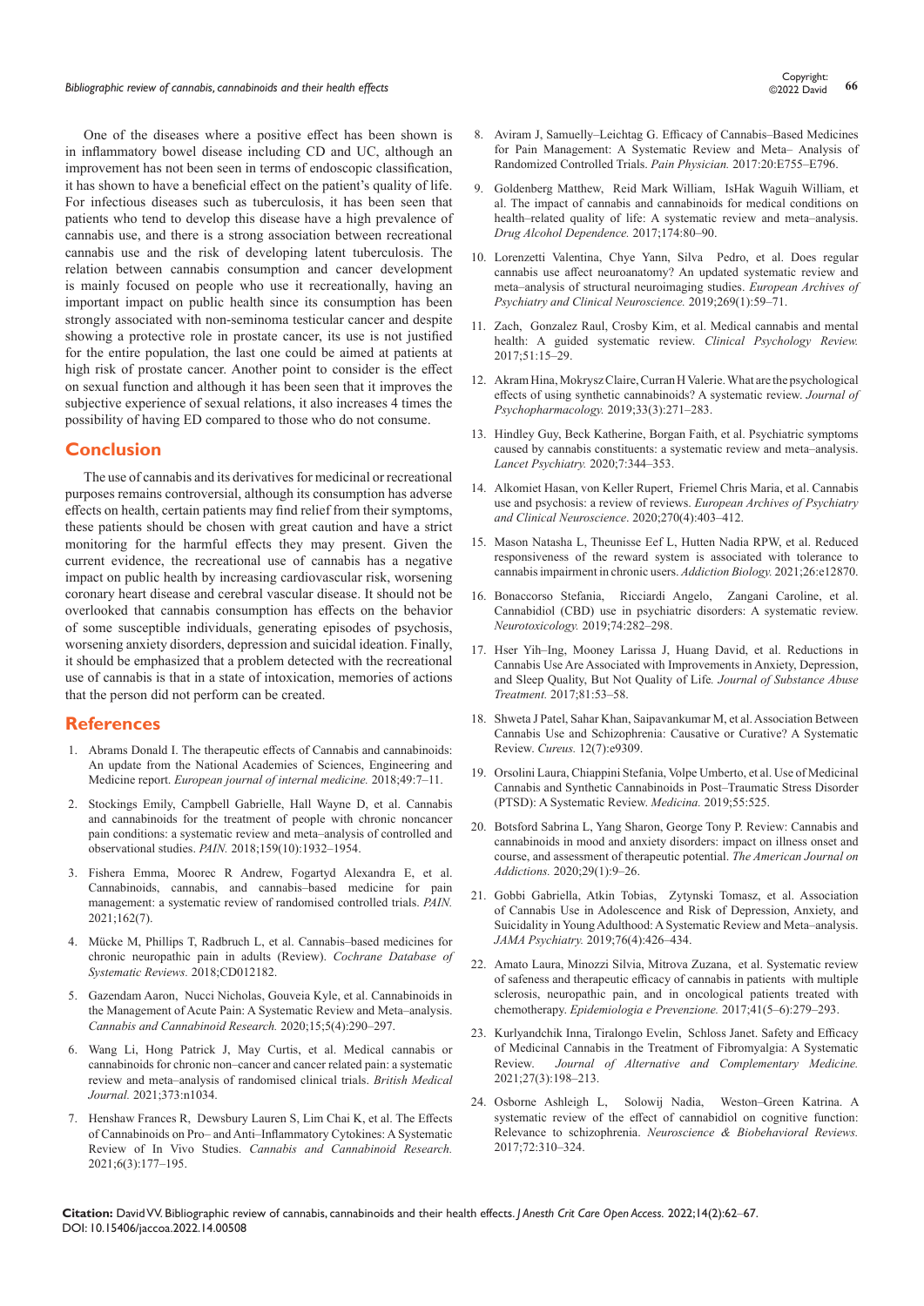One of the diseases where a positive effect has been shown is in inflammatory bowel disease including CD and UC, although an improvement has not been seen in terms of endoscopic classification, it has shown to have a beneficial effect on the patient's quality of life. For infectious diseases such as tuberculosis, it has been seen that patients who tend to develop this disease have a high prevalence of cannabis use, and there is a strong association between recreational cannabis use and the risk of developing latent tuberculosis. The relation between cannabis consumption and cancer development is mainly focused on people who use it recreationally, having an important impact on public health since its consumption has been strongly associated with non-seminoma testicular cancer and despite showing a protective role in prostate cancer, its use is not justified for the entire population, the last one could be aimed at patients at high risk of prostate cancer. Another point to consider is the effect on sexual function and although it has been seen that it improves the subjective experience of sexual relations, it also increases 4 times the possibility of having ED compared to those who do not consume.

## Conclusion

The use of cannabis and its derivatives for medicinal or recreational purposes remains controversial, although its consumption has adverse effects on health, certain patients may find relief from their symptoms, these patients should be chosen with great caution and have a strict monitoring for the harmful effects they may present. Given the current evidence, the recreational use of cannabis has a negative impact on public health by increasing cardiovascular risk, worsening coronary heart disease and cerebral vascular disease. It should not be overlooked that cannabis consumption has effects on the behavior of some susceptible individuals, generating episodes of psychosis, worsening anxiety disorders, depression and suicidal ideation. Finally, it should be emphasized that a problem detected with the recreational use of cannabis is that in a state of intoxication, memories of actions that the person did not perform can be created.

## References

1. Abrams Donald I. The therapeutic effects of Cannabis and cannabinoids: An update from the National Academies of Sciences, Engineering and Medicine report. *European journal of internal medicine.* 2018;49:7–11.
2. Stockings Emily, Campbell Gabrielle, Hall Wayne D, et al. Cannabis and cannabinoids for the treatment of people with chronic noncancer pain conditions: a systematic review and meta–analysis of controlled and observational studies. *PAIN.* 2018;159(10):1932–1954.
3. Fishera Emma, Moorec R Andrew, Fogartyd Alexandra E, et al. Cannabinoids, cannabis, and cannabis–based medicine for pain management: a systematic review of randomised controlled trials. *PAIN.* 2021;162(7).
4. Mücke M, Phillips T, Radbruch L, et al. Cannabis–based medicines for chronic neuropathic pain in adults (Review). *Cochrane Database of Systematic Reviews.* 2018;CD012182.
5. Gazendam Aaron, Nucci Nicholas, Gouveia Kyle, et al. Cannabinoids in the Management of Acute Pain: A Systematic Review and Meta–analysis. *Cannabis and Cannabinoid Research.* 2020;15;5(4):290–297.
6. Wang Li, Hong Patrick J, May Curtis, et al. Medical cannabis or cannabinoids for chronic non–cancer and cancer related pain: a systematic review and meta–analysis of randomised clinical trials. *British Medical Journal.* 2021;373:n1034.
7. Henshaw Frances R, Dewsbury Lauren S, Lim Chai K, et al. The Effects of Cannabinoids on Pro– and Anti–Inflammatory Cytokines: A Systematic Review of In Vivo Studies. *Cannabis and Cannabinoid Research.* 2021;6(3):177–195.
8. Aviram J, Samuelly–Leichtag G. Efficacy of Cannabis–Based Medicines for Pain Management: A Systematic Review and Meta– Analysis of Randomized Controlled Trials. *Pain Physician.* 2017:20:E755–E796.
9. Goldenberg Matthew, Reid Mark William, IsHak Waguih William, et al. The impact of cannabis and cannabinoids for medical conditions on health–related quality of life: A systematic review and meta–analysis. *Drug Alcohol Dependence.* 2017;174:80–90.
10. Lorenzetti Valentina, Chye Yann, Silva Pedro, et al. Does regular cannabis use affect neuroanatomy? An updated systematic review and meta–analysis of structural neuroimaging studies. *European Archives of Psychiatry and Clinical Neuroscience.* 2019;269(1):59–71.
11. Zach, Gonzalez Raul, Crosby Kim, et al. Medical cannabis and mental health: A guided systematic review. *Clinical Psychology Review.* 2017;51:15–29.
12. Akram Hina, Mokrysz Claire, Curran H Valerie. What are the psychological effects of using synthetic cannabinoids? A systematic review. *Journal of Psychopharmacology.* 2019;33(3):271–283.
13. Hindley Guy, Beck Katherine, Borgan Faith, et al. Psychiatric symptoms caused by cannabis constituents: a systematic review and meta–analysis. *Lancet Psychiatry.* 2020;7:344–353.
14. Alkomiet Hasan, von Keller Rupert, Friemel Chris Maria, et al. Cannabis use and psychosis: a review of reviews. *European Archives of Psychiatry and Clinical Neuroscience*. 2020;270(4):403–412.
15. Mason Natasha L, Theunisse Eef L, Hutten Nadia RPW, et al. Reduced responsiveness of the reward system is associated with tolerance to cannabis impairment in chronic users. *Addiction Biology.* 2021;26:e12870.
16. Bonaccorso Stefania, Ricciardi Angelo, Zangani Caroline, et al. Cannabidiol (CBD) use in psychiatric disorders: A systematic review. *Neurotoxicology.* 2019;74:282–298.
17. Hser Yih–Ing, Mooney Larissa J, Huang David, et al. Reductions in Cannabis Use Are Associated with Improvements in Anxiety, Depression, and Sleep Quality, But Not Quality of Life. *Journal of Substance Abuse Treatment.* 2017;81:53–58.
18. Shweta J Patel, Sahar Khan, Saipavankumar M, et al. Association Between Cannabis Use and Schizophrenia: Causative or Curative? A Systematic Review. *Cureus.* 12(7):e9309.
19. Orsolini Laura, Chiappini Stefania, Volpe Umberto, et al. Use of Medicinal Cannabis and Synthetic Cannabinoids in Post–Traumatic Stress Disorder (PTSD): A Systematic Review. *Medicina.* 2019;55:525.
20. Botsford Sabrina L, Yang Sharon, George Tony P. Review: Cannabis and cannabinoids in mood and anxiety disorders: impact on illness onset and course, and assessment of therapeutic potential. *The American Journal on Addictions.* 2020;29(1):9–26.
21. Gobbi Gabriella, Atkin Tobias, Zytynski Tomasz, et al. Association of Cannabis Use in Adolescence and Risk of Depression, Anxiety, and Suicidality in Young Adulthood: A Systematic Review and Meta–analysis. *JAMA Psychiatry.* 2019;76(4):426–434.
22. Amato Laura, Minozzi Silvia, Mitrova Zuzana, et al. Systematic review of safeness and therapeutic efficacy of cannabis in patients with multiple sclerosis, neuropathic pain, and in oncological patients treated with chemotherapy. *Epidemiologia e Prevenzione.* 2017;41(5–6):279–293.
23. Kurlyandchik Inna, Tiralongo Evelin, Schloss Janet. Safety and Efficacy of Medicinal Cannabis in the Treatment of Fibromyalgia: A Systematic Review. *Journal of Alternative and Complementary Medicine.* 2021;27(3):198–213.
24. Osborne Ashleigh L, Solowij Nadia, Weston–Green Katrina. A systematic review of the effect of cannabidiol on cognitive function: Relevance to schizophrenia. *Neuroscience & Biobehavioral Reviews.* 2017;72:310–324.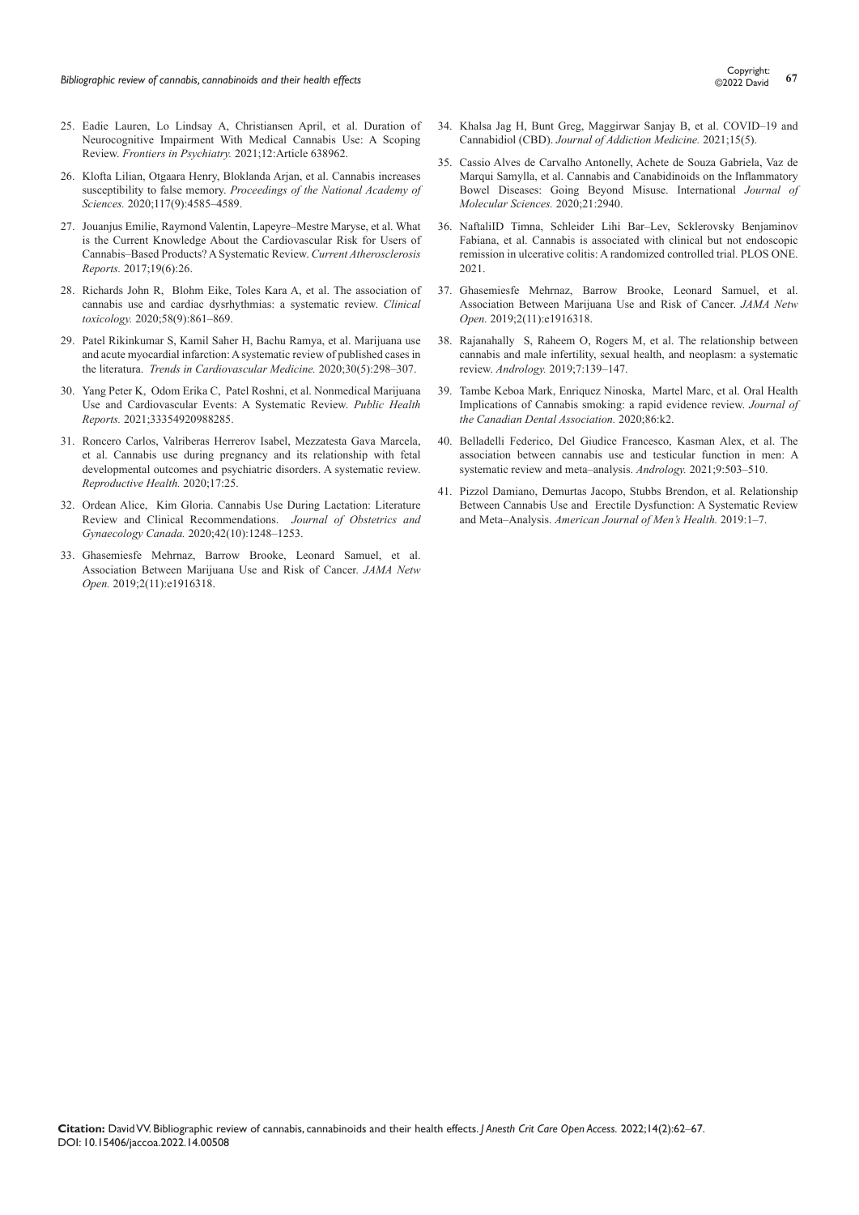25. Eadie Lauren, Lo Lindsay A, Christiansen April, et al. Duration of Neurocognitive Impairment With Medical Cannabis Use: A Scoping Review. *Frontiers in Psychiatry.* 2021;12:Article 638962.

26. Klofta Lilian, Otgaara Henry, Bloklanda Arjan, et al. Cannabis increases susceptibility to false memory. *Proceedings of the National Academy of Sciences.* 2020;117(9):4585–4589.

27. Jouanjus Emilie, Raymond Valentin, Lapeyre–Mestre Maryse, et al. What is the Current Knowledge About the Cardiovascular Risk for Users of Cannabis–Based Products? A Systematic Review. *Current Atherosclerosis Reports.* 2017;19(6):26.

28. Richards John R, Blohm Eike, Toles Kara A, et al. The association of cannabis use and cardiac dysrhythmias: a systematic review. *Clinical toxicology.* 2020;58(9):861–869.

29. Patel Rikinkumar S, Kamil Saher H, Bachu Ramya, et al. Marijuana use and acute myocardial infarction: A systematic review of published cases in the literatura. *Trends in Cardiovascular Medicine.* 2020;30(5):298–307.

30. Yang Peter K, Odom Erika C, Patel Roshni, et al. Nonmedical Marijuana Use and Cardiovascular Events: A Systematic Review. *Public Health Reports.* 2021;33354920988285.

31. Roncero Carlos, Valriberas Herrerov Isabel, Mezzatesta Gava Marcela, et al. Cannabis use during pregnancy and its relationship with fetal developmental outcomes and psychiatric disorders. A systematic review. *Reproductive Health.* 2020;17:25.

32. Ordean Alice, Kim Gloria. Cannabis Use During Lactation: Literature Review and Clinical Recommendations. *Journal of Obstetrics and Gynaecology Canada.* 2020;42(10):1248–1253.

33. Ghasemiesfe Mehrnaz, Barrow Brooke, Leonard Samuel, et al. Association Between Marijuana Use and Risk of Cancer. *JAMA Netw Open.* 2019;2(11):e1916318.

34. Khalsa Jag H, Bunt Greg, Maggirwar Sanjay B, et al. COVID–19 and Cannabidiol (CBD). *Journal of Addiction Medicine.* 2021;15(5).

35. Cassio Alves de Carvalho Antonelly, Achete de Souza Gabriela, Vaz de Marqui Samylla, et al. Cannabis and Canabidinoids on the Inflammatory Bowel Diseases: Going Beyond Misuse. International *Journal of Molecular Sciences.* 2020;21:2940.

36. NaftaliID Timna, Schleider Lihi Bar–Lev, Scklerovsky Benjaminov Fabiana, et al. Cannabis is associated with clinical but not endoscopic remission in ulcerative colitis: A randomized controlled trial. PLOS ONE. 2021.

37. Ghasemiesfe Mehrnaz, Barrow Brooke, Leonard Samuel, et al. Association Between Marijuana Use and Risk of Cancer. *JAMA Netw Open.* 2019;2(11):e1916318.

38. Rajanahally S, Raheem O, Rogers M, et al. The relationship between cannabis and male infertility, sexual health, and neoplasm: a systematic review. *Andrology.* 2019;7:139–147.

39. Tambe Keboa Mark, Enriquez Ninoska, Martel Marc, et al. Oral Health Implications of Cannabis smoking: a rapid evidence review. *Journal of the Canadian Dental Association.* 2020;86:k2.

40. Belladelli Federico, Del Giudice Francesco, Kasman Alex, et al. The association between cannabis use and testicular function in men: A systematic review and meta–analysis. *Andrology.* 2021;9:503–510.

41. Pizzol Damiano, Demurtas Jacopo, Stubbs Brendon, et al. Relationship Between Cannabis Use and Erectile Dysfunction: A Systematic Review and Meta–Analysis. *American Journal of Men's Health.* 2019:1–7.